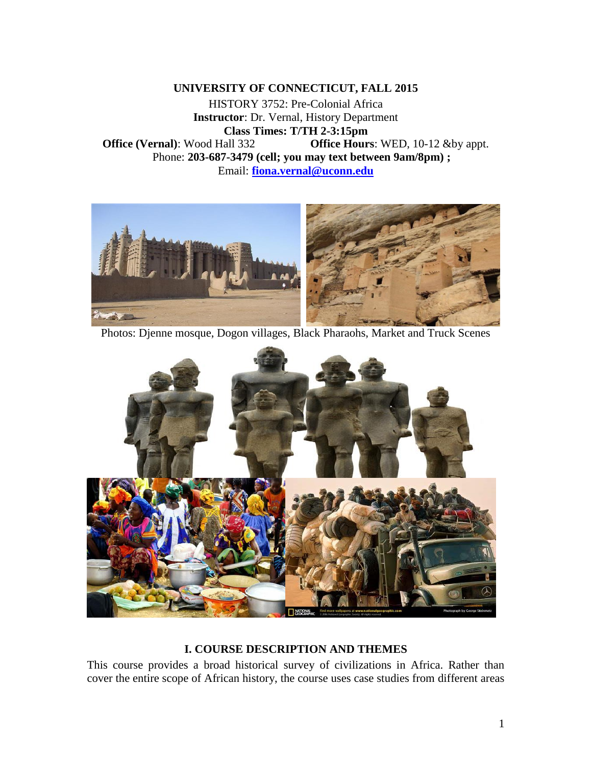**UNIVERSITY OF CONNECTICUT, FALL 2015**

HISTORY 3752: Pre-Colonial Africa

**Instructor**: Dr. Vernal, History Department

**Class Times: T/TH 2-3:15pm**

**Office (Vernal)**: Wood Hall 332 **Office Hours**: WED, 10-12 &by appt.

Phone: **203-687-3479 (cell; you may text between 9am/8pm) ;**

Email: **fiona.vernal@uconn.edu**

Photos: Djenne mosque, Dogon villages, Black Pharaohs, Market and Truck Scenes

## I. COURSE DESCRIPTION AND THEMES

This course provides a broad historical survey of civilizations in Africa. Rather than cover the entire scope of African history, the course uses case studies from different areas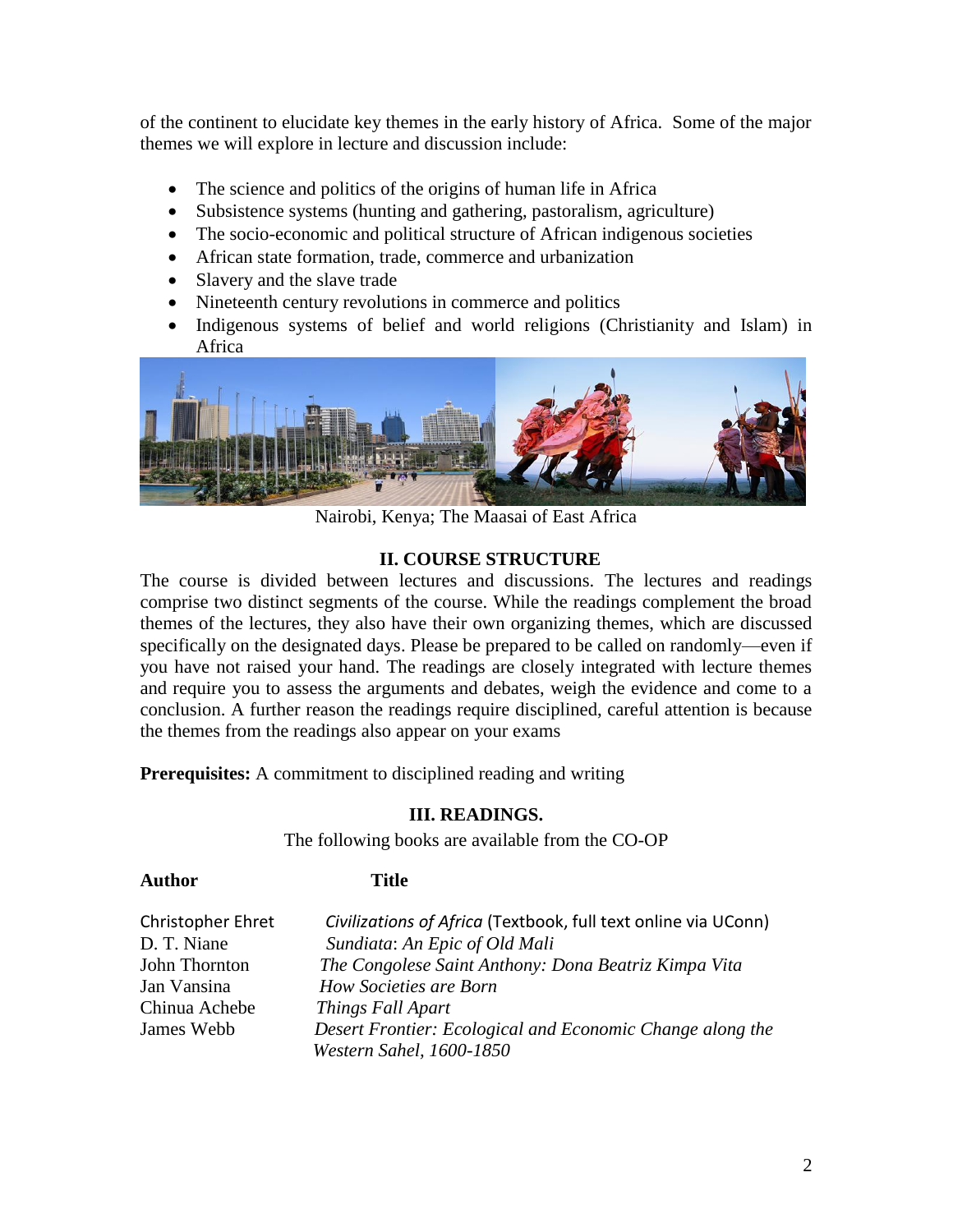of the continent to elucidate key themes in the early history of Africa. Some of the major themes we will explore in lecture and discussion include:

- The science and politics of the origins of human life in Africa
- Subsistence systems (hunting and gathering, pastoralism, agriculture)
- The socio-economic and political structure of African indigenous societies
- African state formation, trade, commerce and urbanization
- Slavery and the slave trade
- Nineteenth century revolutions in commerce and politics
- Indigenous systems of belief and world religions (Christianity and Islam) in Africa

Nairobi, Kenya; The Maasai of East Africa

## II. COURSE STRUCTURE

The course is divided between lectures and discussions. The lectures and readings comprise two distinct segments of the course. While the readings complement the broad themes of the lectures, they also have their own organizing themes, which are discussed specifically on the designated days. Please be prepared to be called on randomly—even if you have not raised your hand. The readings are closely integrated with lecture themes and require you to assess the arguments and debates, weigh the evidence and come to a conclusion. A further reason the readings require disciplined, careful attention is because the themes from the readings also appear on your exams

**Prerequisites:** A commitment to disciplined reading and writing

## III. READINGS.

The following books are available from the CO-OP

| **Author** | **Title** |
|---|---|
| Christopher Ehret | *Civilizations of Africa* (Textbook, full text online via UConn) |
| D. T. Niane | *Sundiata*: *An Epic of Old Mali* |
| John Thornton | *The Congolese Saint Anthony: Dona Beatriz Kimpa Vita* |
| Jan Vansina | *How Societies are Born* |
| Chinua Achebe | *Things Fall Apart* |
| James Webb | *Desert Frontier: Ecological and Economic Change along the Western Sahel, 1600-1850* |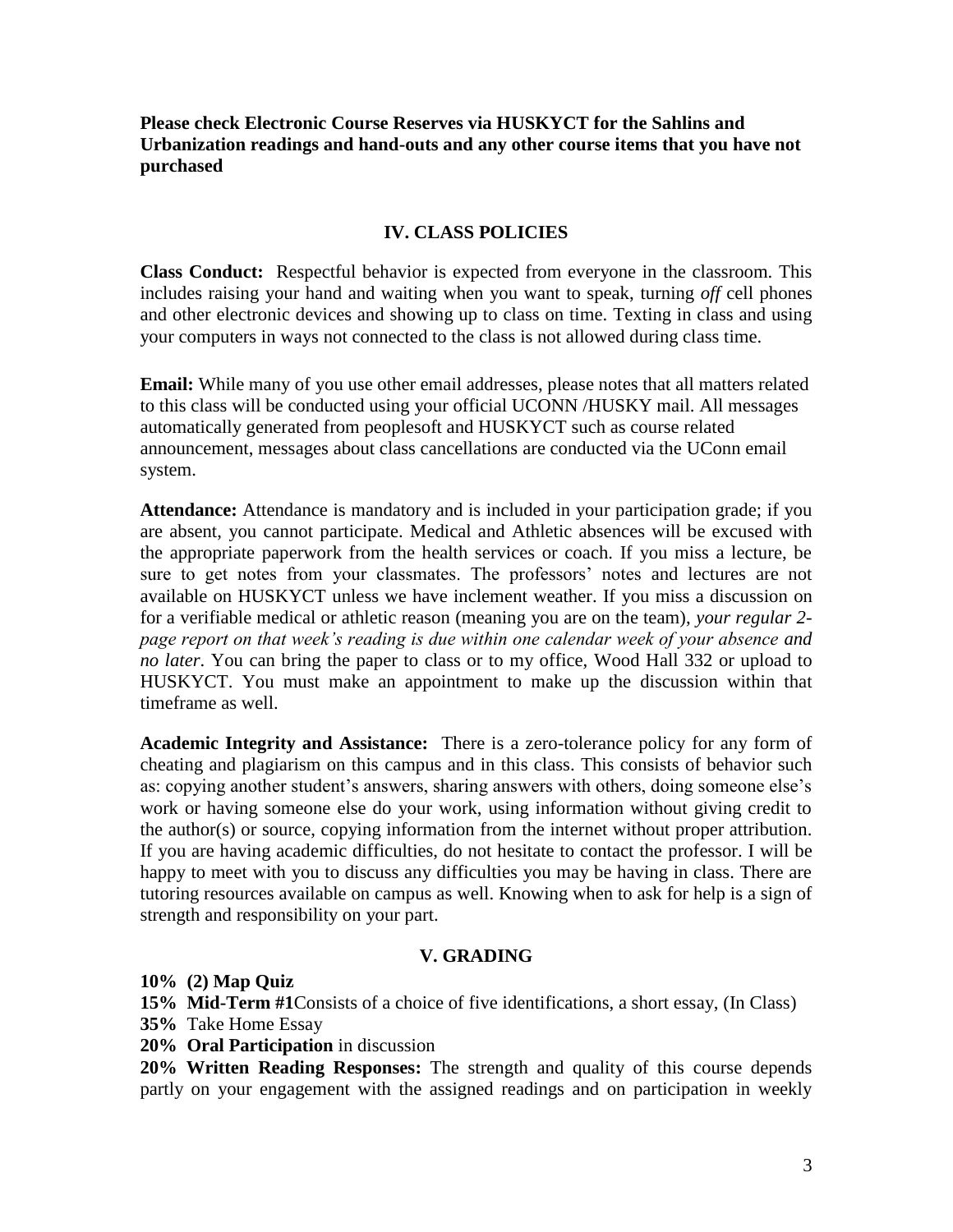**Please check Electronic Course Reserves via HUSKYCT for the Sahlins and Urbanization readings and hand-outs and any other course items that you have not purchased**

## IV. CLASS POLICIES

**Class Conduct:** Respectful behavior is expected from everyone in the classroom. This includes raising your hand and waiting when you want to speak, turning *off* cell phones and other electronic devices and showing up to class on time. Texting in class and using your computers in ways not connected to the class is not allowed during class time.

**Email:** While many of you use other email addresses, please notes that all matters related to this class will be conducted using your official UCONN /HUSKY mail. All messages automatically generated from peoplesoft and HUSKYCT such as course related announcement, messages about class cancellations are conducted via the UConn email system.

**Attendance:** Attendance is mandatory and is included in your participation grade; if you are absent, you cannot participate. Medical and Athletic absences will be excused with the appropriate paperwork from the health services or coach. If you miss a lecture, be sure to get notes from your classmates. The professors' notes and lectures are not available on HUSKYCT unless we have inclement weather. If you miss a discussion on for a verifiable medical or athletic reason (meaning you are on the team), *your regular 2-page report on that week's reading is due within one calendar week of your absence and no later*. You can bring the paper to class or to my office, Wood Hall 332 or upload to HUSKYCT. You must make an appointment to make up the discussion within that timeframe as well.

**Academic Integrity and Assistance:** There is a zero-tolerance policy for any form of cheating and plagiarism on this campus and in this class. This consists of behavior such as: copying another student's answers, sharing answers with others, doing someone else's work or having someone else do your work, using information without giving credit to the author(s) or source, copying information from the internet without proper attribution. If you are having academic difficulties, do not hesitate to contact the professor. I will be happy to meet with you to discuss any difficulties you may be having in class. There are tutoring resources available on campus as well. Knowing when to ask for help is a sign of strength and responsibility on your part.

## V. GRADING

**10% (2) Map Quiz**

**15% Mid-Term #1** Consists of a choice of five identifications, a short essay, (In Class)

**35%** Take Home Essay

**20% Oral Participation** in discussion

**20% Written Reading Responses:** The strength and quality of this course depends partly on your engagement with the assigned readings and on participation in weekly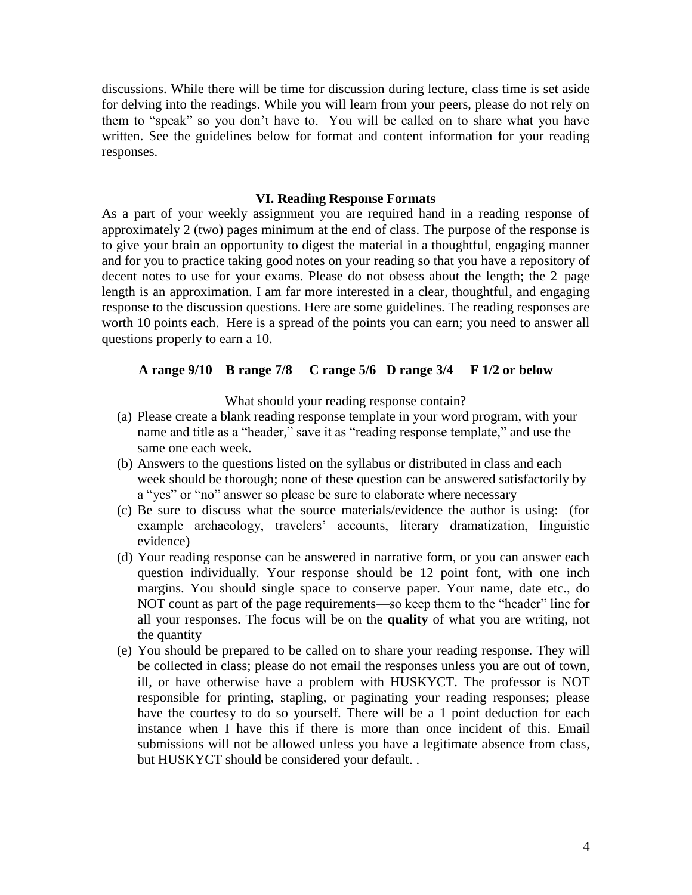discussions. While there will be time for discussion during lecture, class time is set aside for delving into the readings. While you will learn from your peers, please do not rely on them to "speak" so you don't have to. You will be called on to share what you have written. See the guidelines below for format and content information for your reading responses.

### VI. Reading Response Formats

As a part of your weekly assignment you are required hand in a reading response of approximately 2 (two) pages minimum at the end of class. The purpose of the response is to give your brain an opportunity to digest the material in a thoughtful, engaging manner and for you to practice taking good notes on your reading so that you have a repository of decent notes to use for your exams. Please do not obsess about the length; the 2–page length is an approximation. I am far more interested in a clear, thoughtful, and engaging response to the discussion questions. Here are some guidelines. The reading responses are worth 10 points each. Here is a spread of the points you can earn; you need to answer all questions properly to earn a 10.

**A range 9/10 B range 7/8 C range 5/6 D range 3/4 F 1/2 or below**

What should your reading response contain?

(a) Please create a blank reading response template in your word program, with your name and title as a "header," save it as "reading response template," and use the same one each week.

(b) Answers to the questions listed on the syllabus or distributed in class and each week should be thorough; none of these question can be answered satisfactorily by a "yes" or "no" answer so please be sure to elaborate where necessary

(c) Be sure to discuss what the source materials/evidence the author is using: (for example archaeology, travelers' accounts, literary dramatization, linguistic evidence)

(d) Your reading response can be answered in narrative form, or you can answer each question individually. Your response should be 12 point font, with one inch margins. You should single space to conserve paper. Your name, date etc., do NOT count as part of the page requirements—so keep them to the "header" line for all your responses. The focus will be on the **quality** of what you are writing, not the quantity

(e) You should be prepared to be called on to share your reading response. They will be collected in class; please do not email the responses unless you are out of town, ill, or have otherwise have a problem with HUSKYCT. The professor is NOT responsible for printing, stapling, or paginating your reading responses; please have the courtesy to do so yourself. There will be a 1 point deduction for each instance when I have this if there is more than once incident of this. Email submissions will not be allowed unless you have a legitimate absence from class, but HUSKYCT should be considered your default. .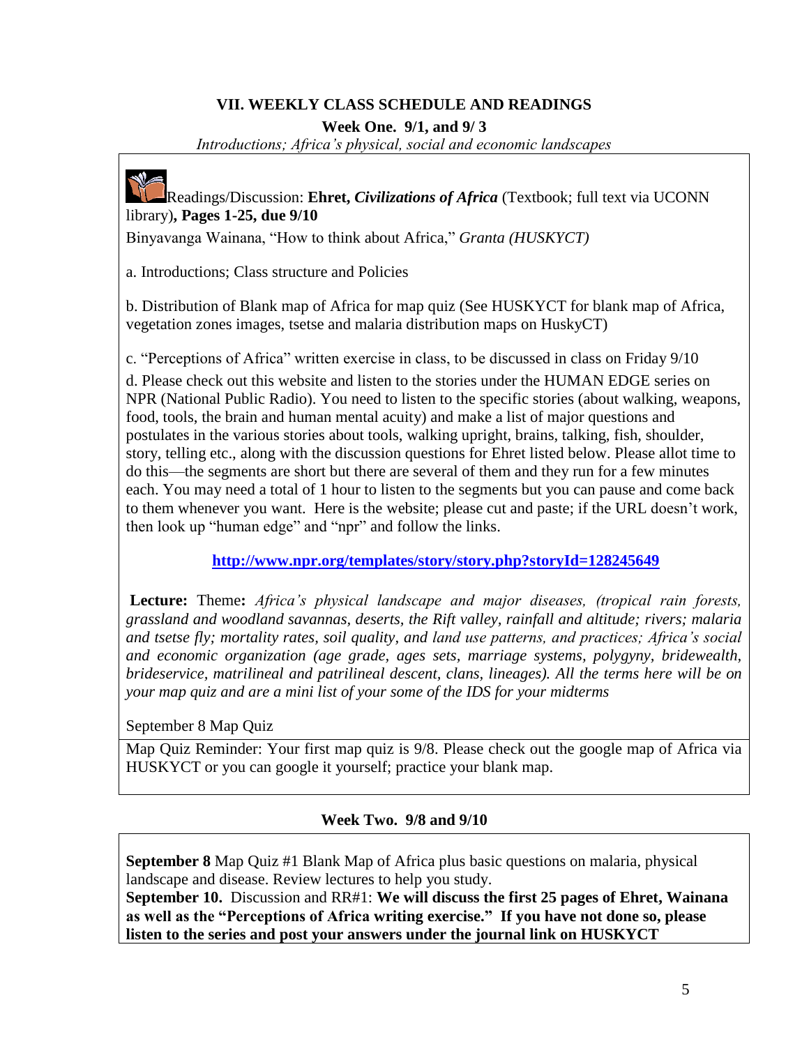## VII. WEEKLY CLASS SCHEDULE AND READINGS

### Week One. 9/1, and 9/ 3

*Introductions; Africa's physical, social and economic landscapes*

Readings/Discussion: **Ehret, *Civilizations of Africa*** (Textbook; full text via UCONN library)**, Pages 1-25, due 9/10**

Binyavanga Wainana, "How to think about Africa," *Granta (HUSKYCT)*

a. Introductions; Class structure and Policies

b. Distribution of Blank map of Africa for map quiz (See HUSKYCT for blank map of Africa, vegetation zones images, tsetse and malaria distribution maps on HuskyCT)

c. "Perceptions of Africa" written exercise in class, to be discussed in class on Friday 9/10

d. Please check out this website and listen to the stories under the HUMAN EDGE series on NPR (National Public Radio). You need to listen to the specific stories (about walking, weapons, food, tools, the brain and human mental acuity) and make a list of major questions and postulates in the various stories about tools, walking upright, brains, talking, fish, shoulder, story, telling etc., along with the discussion questions for Ehret listed below. Please allot time to do this—the segments are short but there are several of them and they run for a few minutes each. You may need a total of 1 hour to listen to the segments but you can pause and come back to them whenever you want. Here is the website; please cut and paste; if the URL doesn't work, then look up "human edge" and "npr" and follow the links.

**http://www.npr.org/templates/story/story.php?storyId=128245649**

**Lecture:** Theme**:** *Africa's physical landscape and major diseases, (tropical rain forests, grassland and woodland savannas, deserts, the Rift valley, rainfall and altitude; rivers; malaria and tsetse fly; mortality rates, soil quality, and land use patterns, and practices; Africa's social and economic organization (age grade, ages sets, marriage systems, polygyny, bridewealth, brideservice, matrilineal and patrilineal descent, clans, lineages). All the terms here will be on your map quiz and are a mini list of your some of the IDS for your midterms*

September 8 Map Quiz

Map Quiz Reminder: Your first map quiz is 9/8. Please check out the google map of Africa via HUSKYCT or you can google it yourself; practice your blank map.

### Week Two. 9/8 and 9/10

**September 8** Map Quiz #1 Blank Map of Africa plus basic questions on malaria, physical landscape and disease. Review lectures to help you study.

**September 10.** Discussion and RR#1: **We will discuss the first 25 pages of Ehret, Wainana as well as the "Perceptions of Africa writing exercise." If you have not done so, please listen to the series and post your answers under the journal link on HUSKYCT**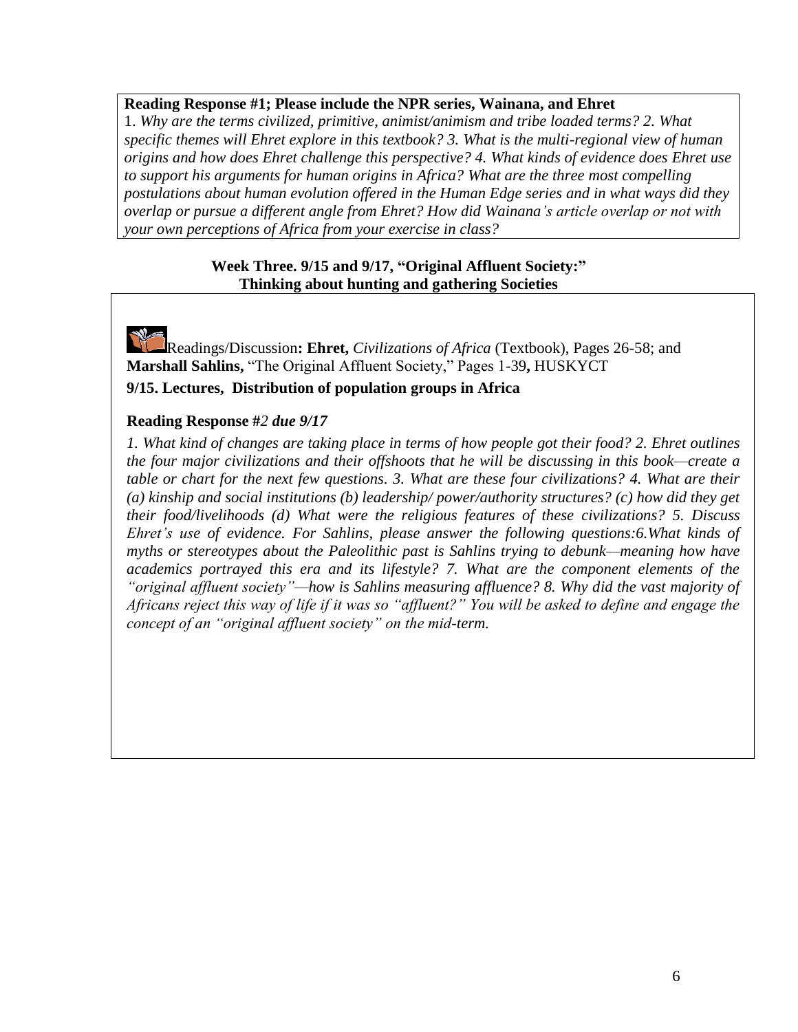**Reading Response #1; Please include the NPR series, Wainana, and Ehret**

1. *Why are the terms civilized, primitive, animist/animism and tribe loaded terms? 2. What specific themes will Ehret explore in this textbook? 3. What is the multi-regional view of human origins and how does Ehret challenge this perspective? 4. What kinds of evidence does Ehret use to support his arguments for human origins in Africa? What are the three most compelling postulations about human evolution offered in the Human Edge series and in what ways did they overlap or pursue a different angle from Ehret? How did Wainana's article overlap or not with your own perceptions of Africa from your exercise in class?*

### Week Three. 9/15 and 9/17, "Original Affluent Society:" Thinking about hunting and gathering Societies

Readings/Discussion**: Ehret,** *Civilizations of Africa* (Textbook), Pages 26-58; and **Marshall Sahlins,** "The Original Affluent Society," Pages 1-39**,** HUSKYCT

**9/15. Lectures, Distribution of population groups in Africa**

**Reading Response #*2 due 9/17***

*1. What kind of changes are taking place in terms of how people got their food? 2. Ehret outlines the four major civilizations and their offshoots that he will be discussing in this book—create a table or chart for the next few questions. 3. What are these four civilizations? 4. What are their (a) kinship and social institutions (b) leadership/ power/authority structures? (c) how did they get their food/livelihoods (d) What were the religious features of these civilizations? 5. Discuss Ehret's use of evidence. For Sahlins, please answer the following questions:6.What kinds of myths or stereotypes about the Paleolithic past is Sahlins trying to debunk—meaning how have academics portrayed this era and its lifestyle? 7. What are the component elements of the "original affluent society"—how is Sahlins measuring affluence? 8. Why did the vast majority of Africans reject this way of life if it was so "affluent?" You will be asked to define and engage the concept of an "original affluent society" on the mid-term.*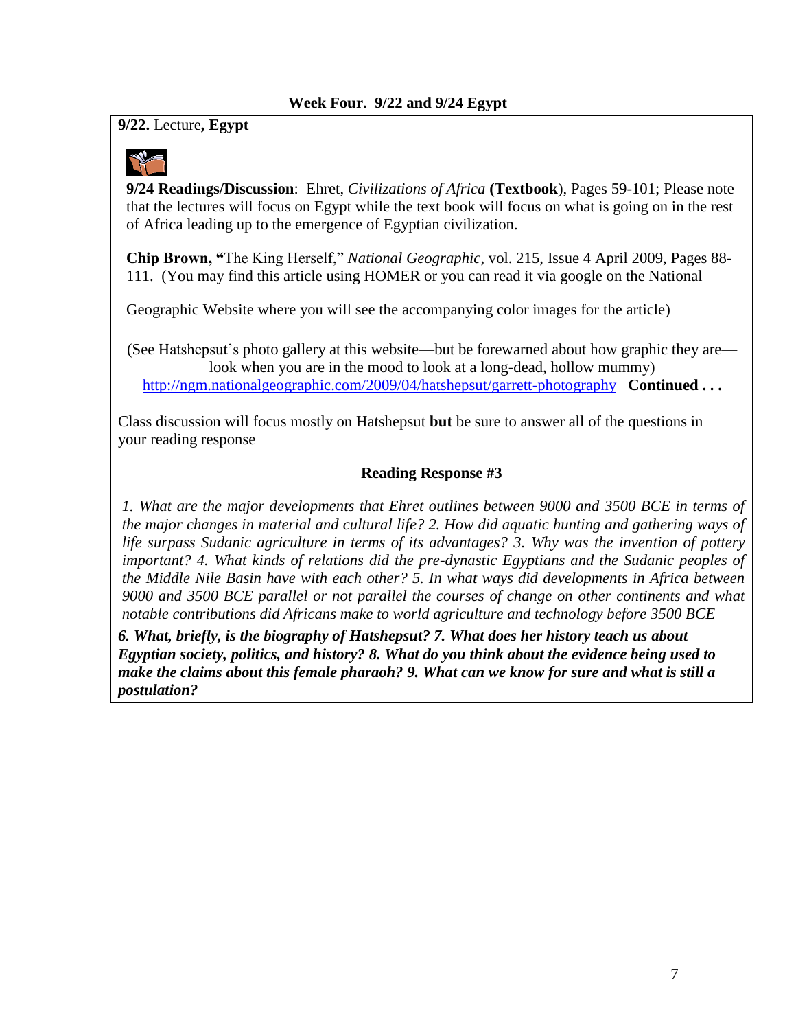### Week Four. 9/22 and 9/24 Egypt

**9/22.** Lecture**, Egypt**

**9/24 Readings/Discussion**: Ehret, *Civilizations of Africa* **(Textbook**), Pages 59-101; Please note that the lectures will focus on Egypt while the text book will focus on what is going on in the rest of Africa leading up to the emergence of Egyptian civilization.

**Chip Brown, "**The King Herself," *National Geographic*, vol. 215, Issue 4 April 2009, Pages 88-111. (You may find this article using HOMER or you can read it via google on the National Geographic Website where you will see the accompanying color images for the article)

(See Hatshepsut's photo gallery at this website—but be forewarned about how graphic they are—look when you are in the mood to look at a long-dead, hollow mummy) http://ngm.nationalgeographic.com/2009/04/hatshepsut/garrett-photography **Continued . . .**

Class discussion will focus mostly on Hatshepsut **but** be sure to answer all of the questions in your reading response

**Reading Response #3**

*1. What are the major developments that Ehret outlines between 9000 and 3500 BCE in terms of the major changes in material and cultural life? 2. How did aquatic hunting and gathering ways of life surpass Sudanic agriculture in terms of its advantages? 3. Why was the invention of pottery important? 4. What kinds of relations did the pre-dynastic Egyptians and the Sudanic peoples of the Middle Nile Basin have with each other? 5. In what ways did developments in Africa between 9000 and 3500 BCE parallel or not parallel the courses of change on other continents and what notable contributions did Africans make to world agriculture and technology before 3500 BCE*

***6. What, briefly, is the biography of Hatshepsut? 7. What does her history teach us about Egyptian society, politics, and history? 8. What do you think about the evidence being used to make the claims about this female pharaoh? 9. What can we know for sure and what is still a postulation?***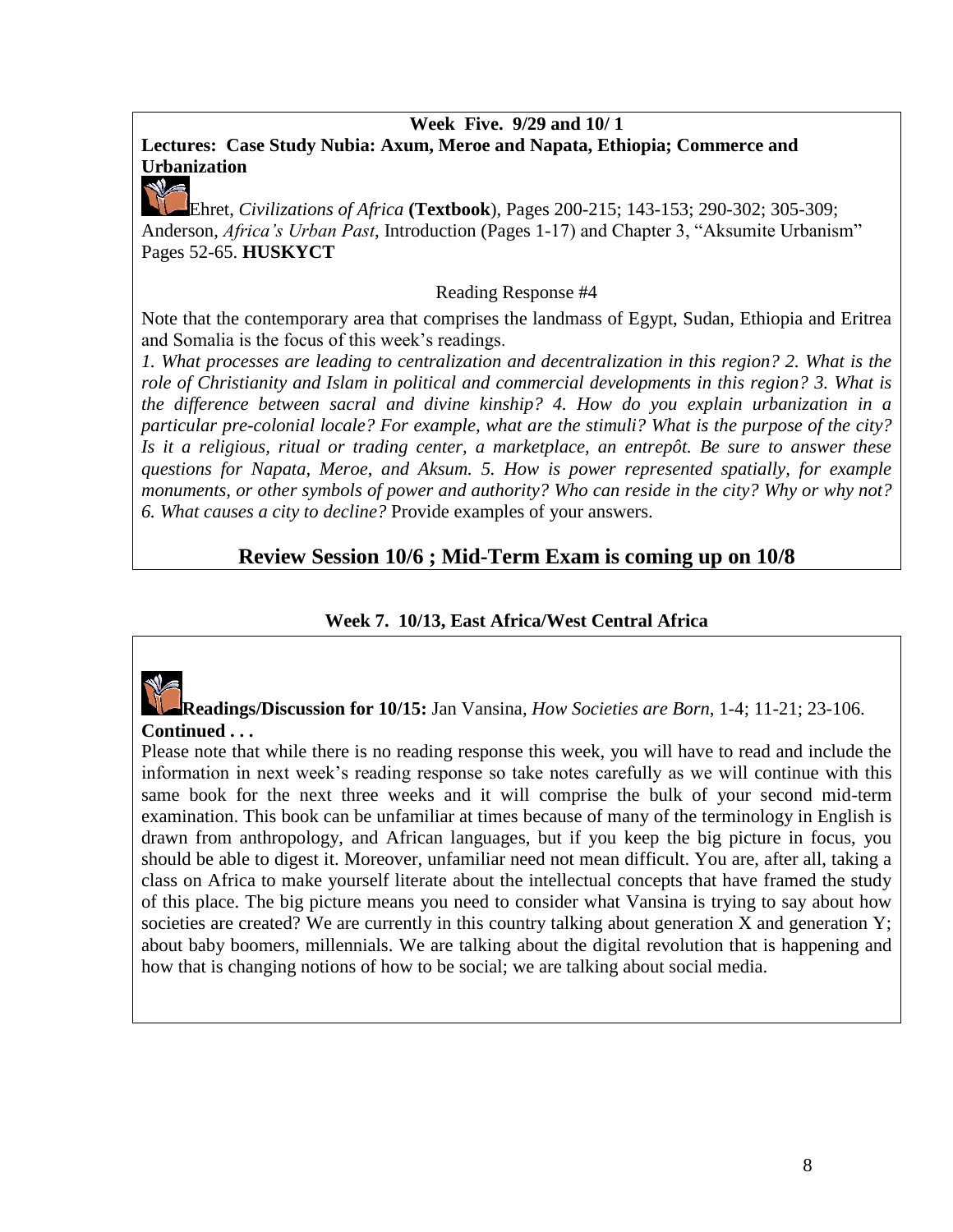**Week Five. 9/29 and 10/ 1**

**Lectures: Case Study Nubia: Axum, Meroe and Napata, Ethiopia; Commerce and Urbanization**

Ehret, *Civilizations of Africa* **(Textbook**), Pages 200-215; 143-153; 290-302; 305-309; Anderson, *Africa's Urban Past*, Introduction (Pages 1-17) and Chapter 3, "Aksumite Urbanism" Pages 52-65. **HUSKYCT**

Reading Response #4

Note that the contemporary area that comprises the landmass of Egypt, Sudan, Ethiopia and Eritrea and Somalia is the focus of this week's readings.

*1. What processes are leading to centralization and decentralization in this region? 2. What is the role of Christianity and Islam in political and commercial developments in this region? 3. What is the difference between sacral and divine kinship? 4. How do you explain urbanization in a particular pre-colonial locale? For example, what are the stimuli? What is the purpose of the city? Is it a religious, ritual or trading center, a marketplace, an entrepôt. Be sure to answer these questions for Napata, Meroe, and Aksum. 5. How is power represented spatially, for example monuments, or other symbols of power and authority? Who can reside in the city? Why or why not? 6. What causes a city to decline?* Provide examples of your answers.

## Review Session 10/6 ; Mid-Term Exam is coming up on 10/8

**Week 7. 10/13, East Africa/West Central Africa**

**Readings/Discussion for 10/15:** Jan Vansina, *How Societies are Born*, 1-4; 11-21; 23-106.

**Continued . . .**

Please note that while there is no reading response this week, you will have to read and include the information in next week's reading response so take notes carefully as we will continue with this same book for the next three weeks and it will comprise the bulk of your second mid-term examination. This book can be unfamiliar at times because of many of the terminology in English is drawn from anthropology, and African languages, but if you keep the big picture in focus, you should be able to digest it. Moreover, unfamiliar need not mean difficult. You are, after all, taking a class on Africa to make yourself literate about the intellectual concepts that have framed the study of this place. The big picture means you need to consider what Vansina is trying to say about how societies are created? We are currently in this country talking about generation X and generation Y; about baby boomers, millennials. We are talking about the digital revolution that is happening and how that is changing notions of how to be social; we are talking about social media.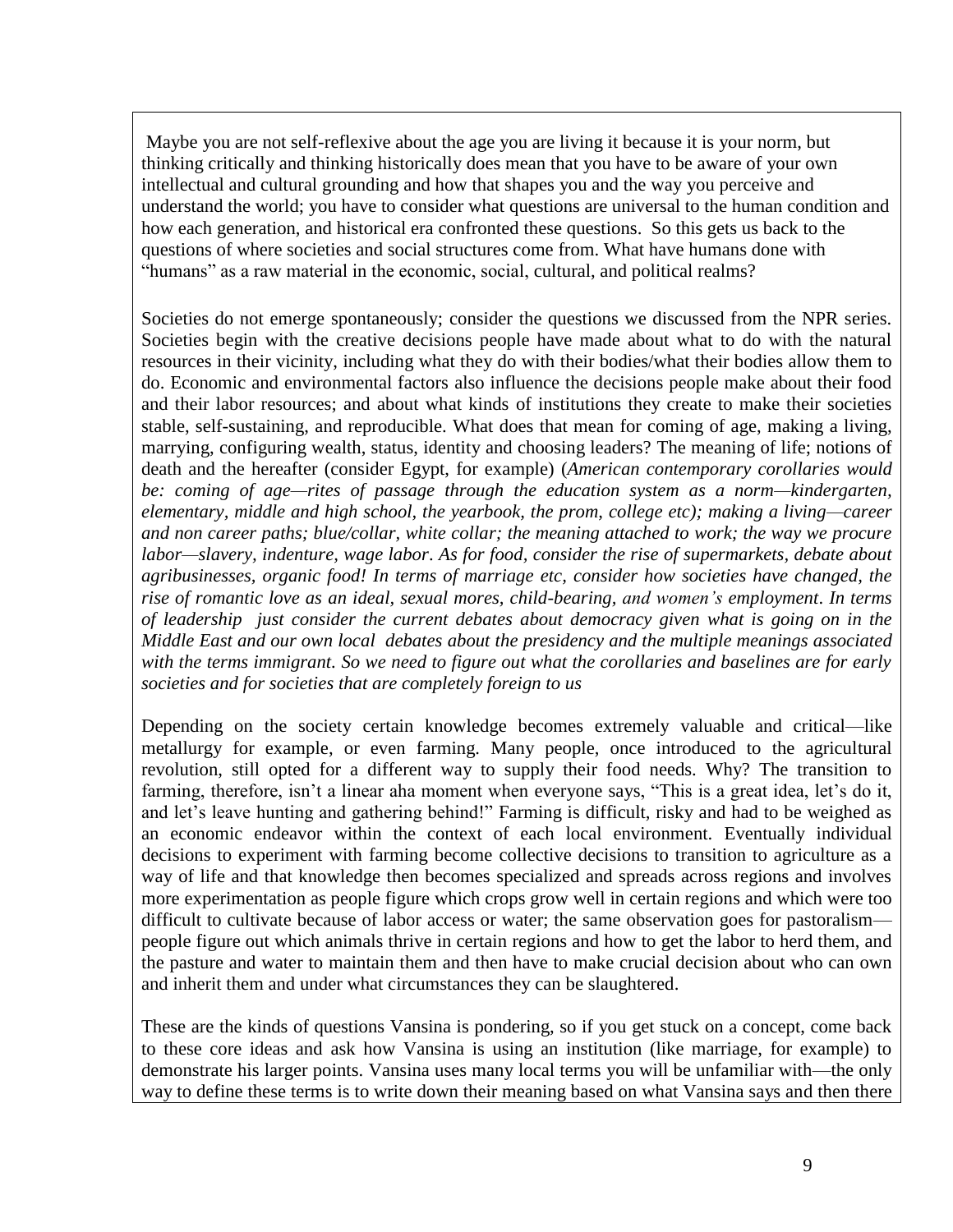Maybe you are not self-reflexive about the age you are living it because it is your norm, but thinking critically and thinking historically does mean that you have to be aware of your own intellectual and cultural grounding and how that shapes you and the way you perceive and understand the world; you have to consider what questions are universal to the human condition and how each generation, and historical era confronted these questions. So this gets us back to the questions of where societies and social structures come from. What have humans done with "humans" as a raw material in the economic, social, cultural, and political realms?

Societies do not emerge spontaneously; consider the questions we discussed from the NPR series. Societies begin with the creative decisions people have made about what to do with the natural resources in their vicinity, including what they do with their bodies/what their bodies allow them to do. Economic and environmental factors also influence the decisions people make about their food and their labor resources; and about what kinds of institutions they create to make their societies stable, self-sustaining, and reproducible. What does that mean for coming of age, making a living, marrying, configuring wealth, status, identity and choosing leaders? The meaning of life; notions of death and the hereafter (consider Egypt, for example) (*American contemporary corollaries would be: coming of age—rites of passage through the education system as a norm—kindergarten, elementary, middle and high school, the yearbook, the prom, college etc); making a living—career and non career paths; blue/collar, white collar; the meaning attached to work; the way we procure labor—slavery, indenture, wage labor. As for food, consider the rise of supermarkets, debate about agribusinesses, organic food! In terms of marriage etc, consider how societies have changed, the rise of romantic love as an ideal, sexual mores, child-bearing, and women's employment. In terms of leadership just consider the current debates about democracy given what is going on in the Middle East and our own local debates about the presidency and the multiple meanings associated with the terms immigrant. So we need to figure out what the corollaries and baselines are for early societies and for societies that are completely foreign to us*

Depending on the society certain knowledge becomes extremely valuable and critical—like metallurgy for example, or even farming. Many people, once introduced to the agricultural revolution, still opted for a different way to supply their food needs. Why? The transition to farming, therefore, isn't a linear aha moment when everyone says, "This is a great idea, let's do it, and let's leave hunting and gathering behind!" Farming is difficult, risky and had to be weighed as an economic endeavor within the context of each local environment. Eventually individual decisions to experiment with farming become collective decisions to transition to agriculture as a way of life and that knowledge then becomes specialized and spreads across regions and involves more experimentation as people figure which crops grow well in certain regions and which were too difficult to cultivate because of labor access or water; the same observation goes for pastoralism—people figure out which animals thrive in certain regions and how to get the labor to herd them, and the pasture and water to maintain them and then have to make crucial decision about who can own and inherit them and under what circumstances they can be slaughtered.

These are the kinds of questions Vansina is pondering, so if you get stuck on a concept, come back to these core ideas and ask how Vansina is using an institution (like marriage, for example) to demonstrate his larger points. Vansina uses many local terms you will be unfamiliar with—the only way to define these terms is to write down their meaning based on what Vansina says and then there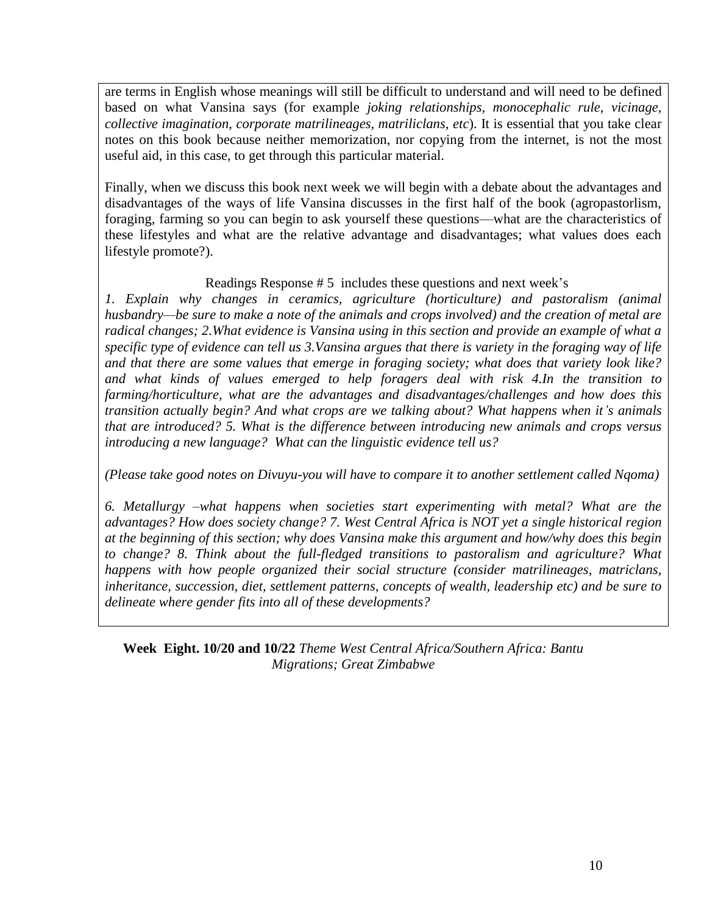are terms in English whose meanings will still be difficult to understand and will need to be defined based on what Vansina says (for example *joking relationships, monocephalic rule, vicinage, collective imagination, corporate matrilineages, matriliclans, etc*). It is essential that you take clear notes on this book because neither memorization, nor copying from the internet, is not the most useful aid, in this case, to get through this particular material.

Finally, when we discuss this book next week we will begin with a debate about the advantages and disadvantages of the ways of life Vansina discusses in the first half of the book (agropastorlism, foraging, farming so you can begin to ask yourself these questions—what are the characteristics of these lifestyles and what are the relative advantage and disadvantages; what values does each lifestyle promote?).

Readings Response # 5 includes these questions and next week's

*1. Explain why changes in ceramics, agriculture (horticulture) and pastoralism (animal husbandry—be sure to make a note of the animals and crops involved) and the creation of metal are radical changes; 2.What evidence is Vansina using in this section and provide an example of what a specific type of evidence can tell us 3.Vansina argues that there is variety in the foraging way of life and that there are some values that emerge in foraging society; what does that variety look like? and what kinds of values emerged to help foragers deal with risk 4.In the transition to farming/horticulture, what are the advantages and disadvantages/challenges and how does this transition actually begin? And what crops are we talking about? What happens when it's animals that are introduced? 5. What is the difference between introducing new animals and crops versus introducing a new language? What can the linguistic evidence tell us?*

*(Please take good notes on Divuyu-you will have to compare it to another settlement called Nqoma)*

*6. Metallurgy –what happens when societies start experimenting with metal? What are the advantages? How does society change? 7. West Central Africa is NOT yet a single historical region at the beginning of this section; why does Vansina make this argument and how/why does this begin to change? 8. Think about the full-fledged transitions to pastoralism and agriculture? What happens with how people organized their social structure (consider matrilineages, matriclans, inheritance, succession, diet, settlement patterns, concepts of wealth, leadership etc) and be sure to delineate where gender fits into all of these developments?*

**Week Eight. 10/20 and 10/22** *Theme West Central Africa/Southern Africa: Bantu Migrations; Great Zimbabwe*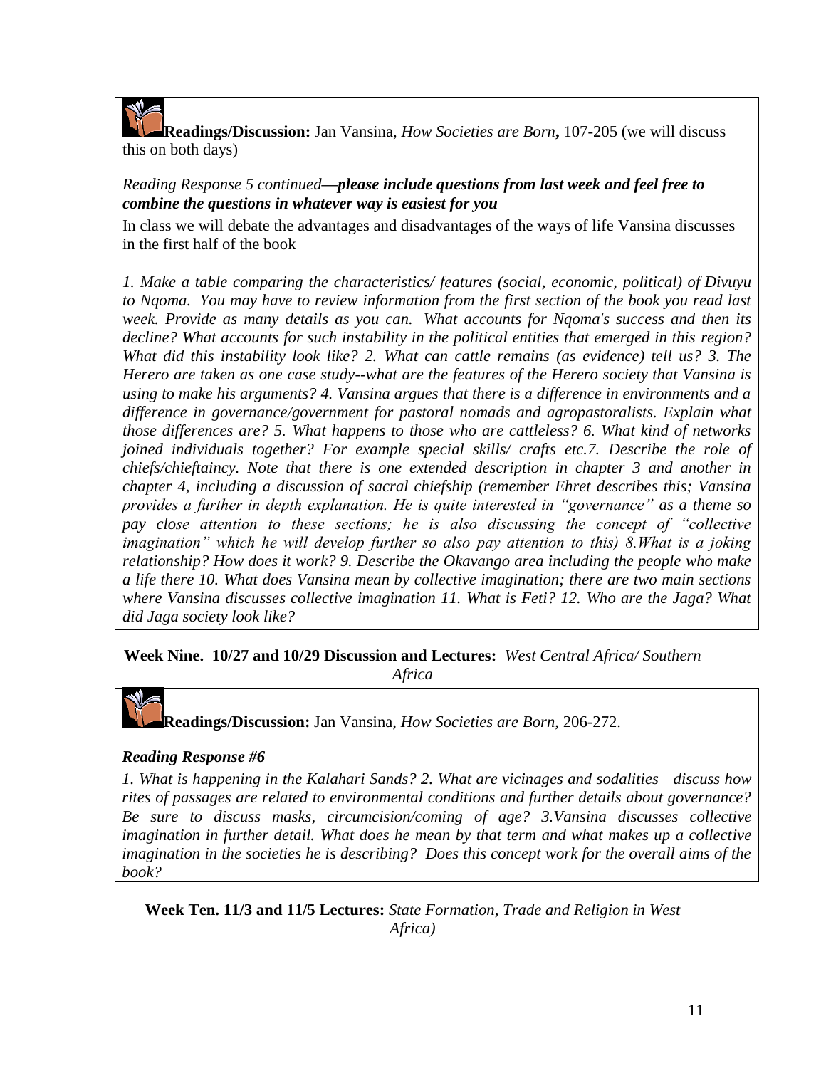**Readings/Discussion:** Jan Vansina, *How Societies are Born***,** 107-205 (we will discuss this on both days)

*Reading Response 5 continued—**please include questions from last week and feel free to combine the questions in whatever way is easiest for you***

In class we will debate the advantages and disadvantages of the ways of life Vansina discusses in the first half of the book

*1. Make a table comparing the characteristics/ features (social, economic, political) of Divuyu to Nqoma. You may have to review information from the first section of the book you read last week. Provide as many details as you can. What accounts for Nqoma's success and then its decline? What accounts for such instability in the political entities that emerged in this region? What did this instability look like? 2. What can cattle remains (as evidence) tell us? 3. The Herero are taken as one case study--what are the features of the Herero society that Vansina is using to make his arguments? 4. Vansina argues that there is a difference in environments and a difference in governance/government for pastoral nomads and agropastoralists. Explain what those differences are? 5. What happens to those who are cattleless? 6. What kind of networks joined individuals together? For example special skills/ crafts etc.7. Describe the role of chiefs/chieftaincy. Note that there is one extended description in chapter 3 and another in chapter 4, including a discussion of sacral chiefship (remember Ehret describes this; Vansina provides a further in depth explanation. He is quite interested in "governance" as a theme so pay close attention to these sections; he is also discussing the concept of "collective imagination" which he will develop further so also pay attention to this) 8.What is a joking relationship? How does it work? 9. Describe the Okavango area including the people who make a life there 10. What does Vansina mean by collective imagination; there are two main sections where Vansina discusses collective imagination 11. What is Feti? 12. Who are the Jaga? What did Jaga society look like?*

**Week Nine. 10/27 and 10/29 Discussion and Lectures:** *West Central Africa/ Southern Africa*

**Readings/Discussion:** Jan Vansina, *How Societies are Born*, 206-272.

***Reading Response #6***

*1. What is happening in the Kalahari Sands? 2. What are vicinages and sodalities—discuss how rites of passages are related to environmental conditions and further details about governance? Be sure to discuss masks, circumcision/coming of age? 3.Vansina discusses collective imagination in further detail. What does he mean by that term and what makes up a collective imagination in the societies he is describing? Does this concept work for the overall aims of the book?*

**Week Ten. 11/3 and 11/5 Lectures:** *State Formation, Trade and Religion in West Africa)*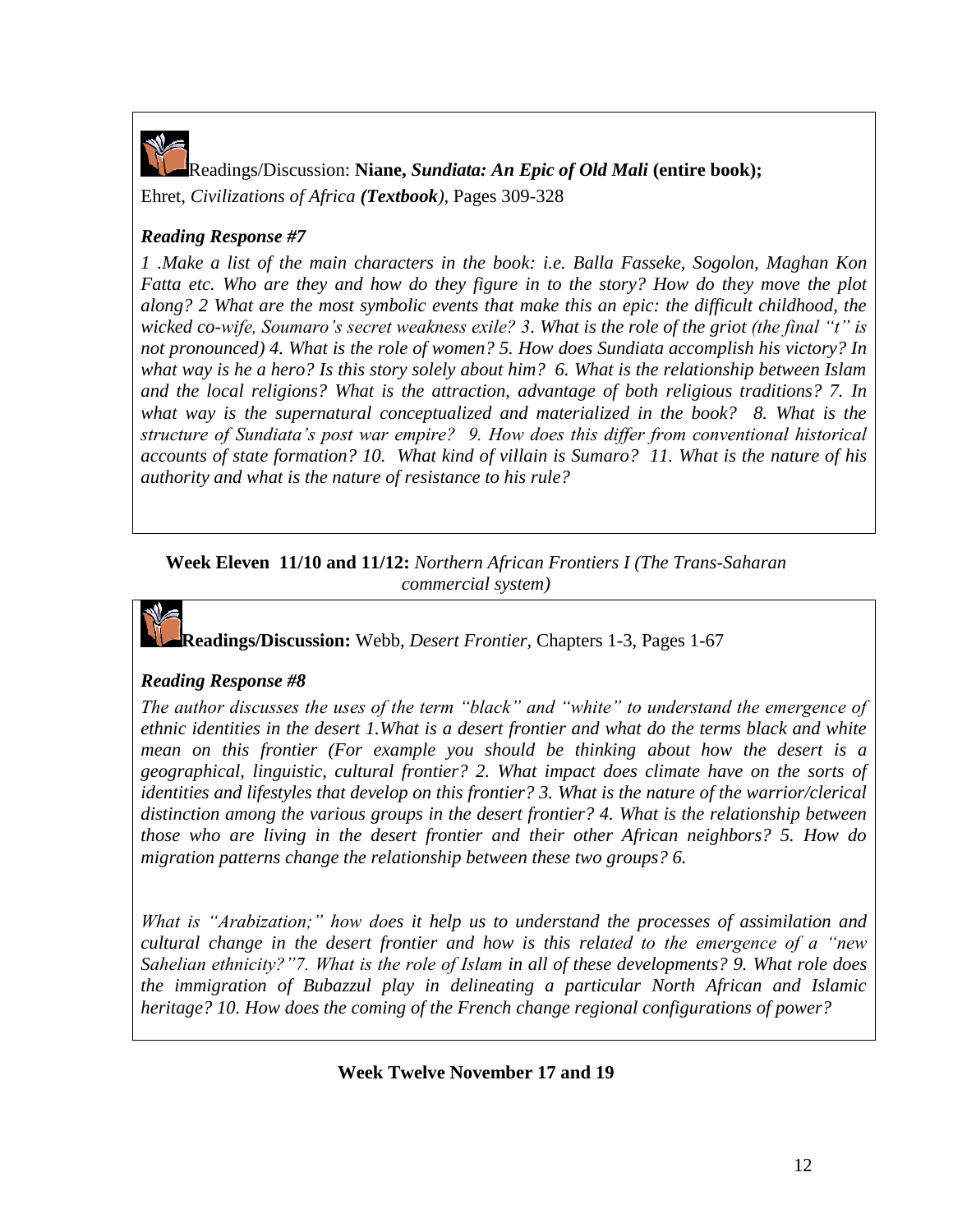Readings/Discussion: **Niane, *Sundiata: An Epic of Old Mali* (entire book);** Ehret, *Civilizations of Africa **(Textbook)***, Pages 309-328

***Reading Response #7***

*1 .Make a list of the main characters in the book: i.e. Balla Fasseke, Sogolon, Maghan Kon Fatta etc. Who are they and how do they figure in to the story? How do they move the plot along? 2 What are the most symbolic events that make this an epic: the difficult childhood, the wicked co-wife, Soumaro's secret weakness exile? 3. What is the role of the griot (the final "t" is not pronounced) 4. What is the role of women? 5. How does Sundiata accomplish his victory? In what way is he a hero? Is this story solely about him? 6. What is the relationship between Islam and the local religions? What is the attraction, advantage of both religious traditions? 7. In what way is the supernatural conceptualized and materialized in the book? 8. What is the structure of Sundiata's post war empire? 9. How does this differ from conventional historical accounts of state formation? 10. What kind of villain is Sumaro? 11. What is the nature of his authority and what is the nature of resistance to his rule?*

**Week Eleven 11/10 and 11/12:** *Northern African Frontiers I (The Trans-Saharan commercial system)*

**Readings/Discussion:** Webb, *Desert Frontier*, Chapters 1-3, Pages 1-67

***Reading Response #8***

*The author discusses the uses of the term "black" and "white" to understand the emergence of ethnic identities in the desert 1.What is a desert frontier and what do the terms black and white mean on this frontier (For example you should be thinking about how the desert is a geographical, linguistic, cultural frontier? 2. What impact does climate have on the sorts of identities and lifestyles that develop on this frontier? 3. What is the nature of the warrior/clerical distinction among the various groups in the desert frontier? 4. What is the relationship between those who are living in the desert frontier and their other African neighbors? 5. How do migration patterns change the relationship between these two groups? 6.*

*What is "Arabization;" how does it help us to understand the processes of assimilation and cultural change in the desert frontier and how is this related to the emergence of a "new Sahelian ethnicity?"7. What is the role of Islam in all of these developments? 9. What role does the immigration of Bubazzul play in delineating a particular North African and Islamic heritage? 10. How does the coming of the French change regional configurations of power?*

**Week Twelve November 17 and 19**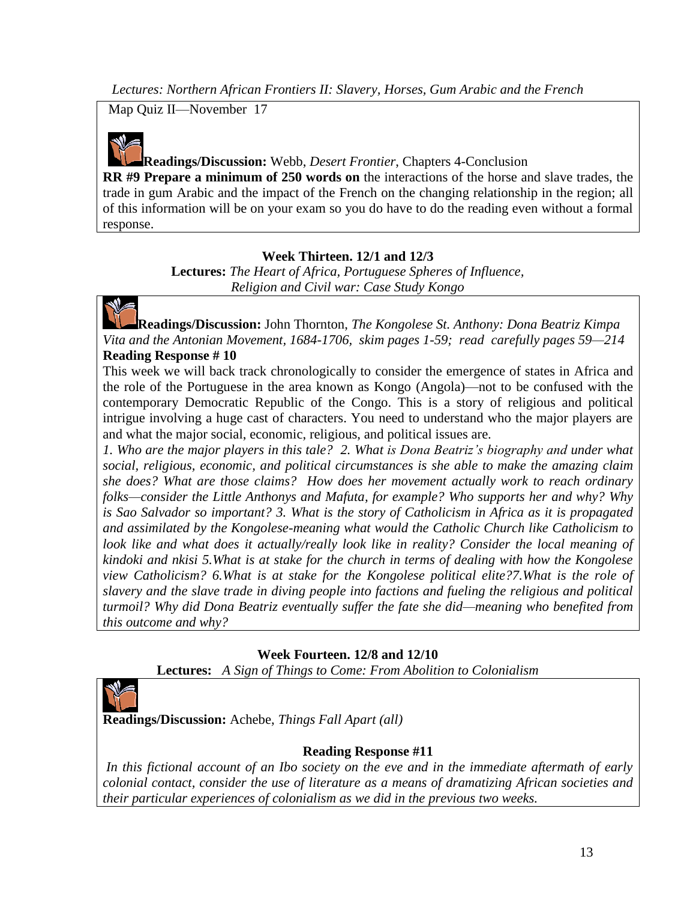*Lectures: Northern African Frontiers II: Slavery, Horses, Gum Arabic and the French*

Map Quiz II—November 17

**Readings/Discussion:** Webb, *Desert Frontier*, Chapters 4-Conclusion

**RR #9 Prepare a minimum of 250 words on** the interactions of the horse and slave trades, the trade in gum Arabic and the impact of the French on the changing relationship in the region; all of this information will be on your exam so you do have to do the reading even without a formal response.

**Week Thirteen. 12/1 and 12/3**

**Lectures:** *The Heart of Africa, Portuguese Spheres of Influence, Religion and Civil war: Case Study Kongo*

**Readings/Discussion:** John Thornton, *The Kongolese St. Anthony: Dona Beatriz Kimpa Vita and the Antonian Movement, 1684-1706, skim pages 1-59; read carefully pages 59—214*

**Reading Response # 10**

This week we will back track chronologically to consider the emergence of states in Africa and the role of the Portuguese in the area known as Kongo (Angola)—not to be confused with the contemporary Democratic Republic of the Congo. This is a story of religious and political intrigue involving a huge cast of characters. You need to understand who the major players are and what the major social, economic, religious, and political issues are.

*1. Who are the major players in this tale? 2. What is Dona Beatriz's biography and under what social, religious, economic, and political circumstances is she able to make the amazing claim she does? What are those claims? How does her movement actually work to reach ordinary folks—consider the Little Anthonys and Mafuta, for example? Who supports her and why? Why is Sao Salvador so important? 3. What is the story of Catholicism in Africa as it is propagated and assimilated by the Kongolese-meaning what would the Catholic Church like Catholicism to look like and what does it actually/really look like in reality? Consider the local meaning of kindoki and nkisi 5.What is at stake for the church in terms of dealing with how the Kongolese view Catholicism? 6.What is at stake for the Kongolese political elite?7.What is the role of slavery and the slave trade in diving people into factions and fueling the religious and political turmoil? Why did Dona Beatriz eventually suffer the fate she did—meaning who benefited from this outcome and why?*

**Week Fourteen. 12/8 and 12/10**

**Lectures:** *A Sign of Things to Come: From Abolition to Colonialism*

**Readings/Discussion:** Achebe, *Things Fall Apart (all)*

**Reading Response #11**

*In this fictional account of an Ibo society on the eve and in the immediate aftermath of early colonial contact, consider the use of literature as a means of dramatizing African societies and their particular experiences of colonialism as we did in the previous two weeks.*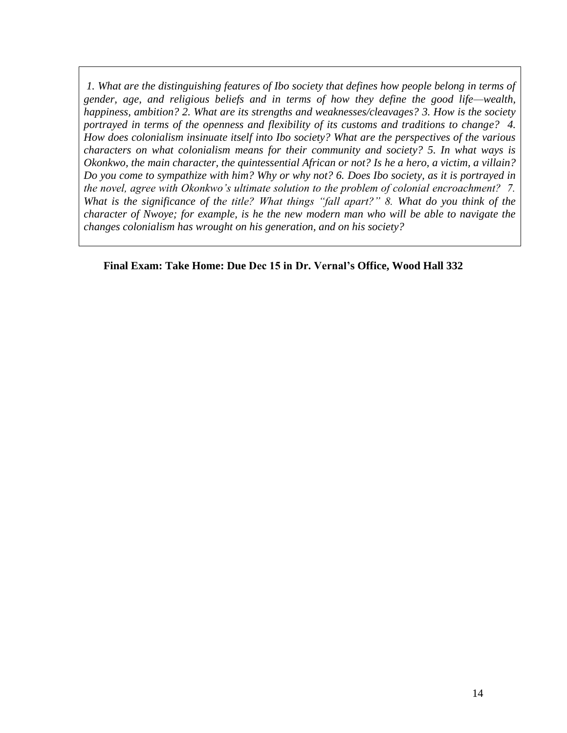*1. What are the distinguishing features of Ibo society that defines how people belong in terms of gender, age, and religious beliefs and in terms of how they define the good life—wealth, happiness, ambition? 2. What are its strengths and weaknesses/cleavages? 3. How is the society portrayed in terms of the openness and flexibility of its customs and traditions to change? 4. How does colonialism insinuate itself into Ibo society? What are the perspectives of the various characters on what colonialism means for their community and society? 5. In what ways is Okonkwo, the main character, the quintessential African or not? Is he a hero, a victim, a villain? Do you come to sympathize with him? Why or why not? 6. Does Ibo society, as it is portrayed in the novel, agree with Okonkwo's ultimate solution to the problem of colonial encroachment? 7. What is the significance of the title? What things "fall apart?" 8. What do you think of the character of Nwoye; for example, is he the new modern man who will be able to navigate the changes colonialism has wrought on his generation, and on his society?*

**Final Exam: Take Home: Due Dec 15 in Dr. Vernal's Office, Wood Hall 332**